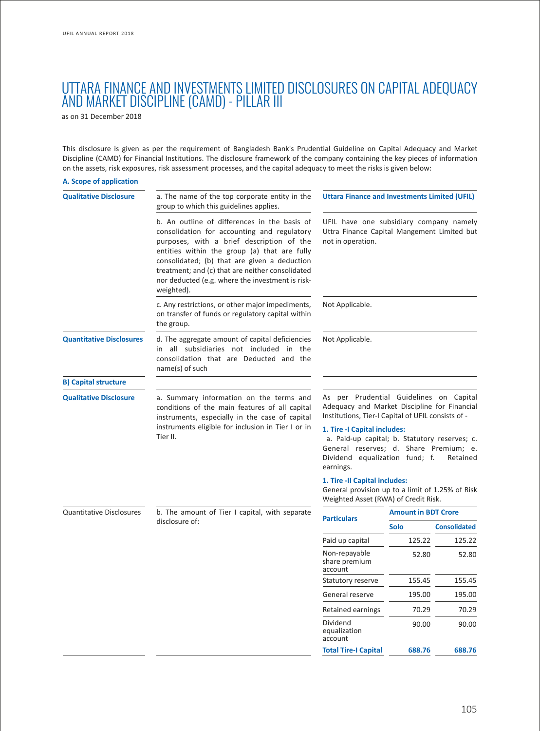# UTTARA FINANCE AND INVESTMENTS LIMITED DISCLOSURES ON CAPITAL ADEQUACY AND MARKET DISCIPLINE (CAMD) - PILLAR III

as on 31 December 2018

This disclosure is given as per the requirement of Bangladesh Bank's Prudential Guideline on Capital Adequacy and Market Discipline (CAMD) for Financial Institutions. The disclosure framework of the company containing the key pieces of information on the assets, risk exposures, risk assessment processes, and the capital adequacy to meet the risks is given below:

## A. Scope of application

| | | |
|---|---|---|
| **Qualitative Disclosure** | a. The name of the top corporate entity in the group to which this guidelines applies. | **Uttara Finance and Investments Limited (UFIL)** |
| | b. An outline of differences in the basis of consolidation for accounting and regulatory purposes, with a brief description of the entities within the group (a) that are fully consolidated; (b) that are given a deduction treatment; and (c) that are neither consolidated nor deducted (e.g. where the investment is risk-weighted). | UFIL have one subsidiary company namely Uttra Finance Capital Mangement Limited but not in operation. |
| | c. Any restrictions, or other major impediments, on transfer of funds or regulatory capital within the group. | Not Applicable. |
| **Quantitative Disclosures** | d. The aggregate amount of capital deficiencies in all subsidiaries not included in the consolidation that are Deducted and the name(s) of such | Not Applicable. |

## B) Capital structure

**Qualitative Disclosure**

a. Summary information on the terms and conditions of the main features of all capital instruments, especially in the case of capital instruments eligible for inclusion in Tier I or in Tier II.

As per Prudential Guidelines on Capital Adequacy and Market Discipline for Financial Institutions, Tier-I Capital of UFIL consists of -

**1. Tire -I Capital includes:**

a. Paid-up capital; b. Statutory reserves; c. General reserves; d. Share Premium; e. Dividend equalization fund; f. Retained earnings.

**1. Tire -II Capital includes:**

General provision up to a limit of 1.25% of Risk Weighted Asset (RWA) of Credit Risk.

**Quantitative Disclosures**

b. The amount of Tier I capital, with separate disclosure of:

| Particulars | Amount in BDT Crore | |
|---|---|---|
| | Solo | Consolidated |
| Paid up capital | 125.22 | 125.22 |
| Non-repayable share premium account | 52.80 | 52.80 |
| Statutory reserve | 155.45 | 155.45 |
| General reserve | 195.00 | 195.00 |
| Retained earnings | 70.29 | 70.29 |
| Dividend equalization account | 90.00 | 90.00 |
| **Total Tire-I Capital** | **688.76** | **688.76** |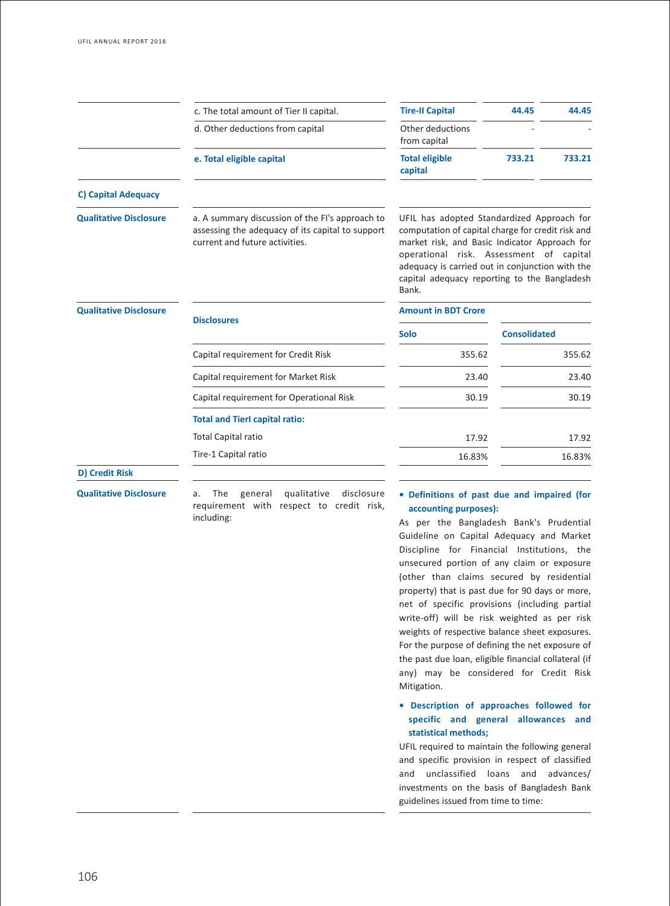| | | | | |
|---|---|---|---|---|
| | c. The total amount of Tier II capital. | **Tire-II Capital** | **44.45** | **44.45** |
| | d. Other deductions from capital | Other deductions from capital | - | - |
| | **e. Total eligible capital** | **Total eligible capital** | **733.21** | **733.21** |

**C) Capital Adequacy**

| | | |
|---|---|---|
| **Qualitative Disclosure** | a. A summary discussion of the FI's approach to assessing the adequacy of its capital to support current and future activities. | UFIL has adopted Standardized Approach for computation of capital charge for credit risk and market risk, and Basic Indicator Approach for operational risk. Assessment of capital adequacy is carried out in conjunction with the capital adequacy reporting to the Bangladesh Bank. |

| **Qualitative Disclosure** | **Disclosures** | **Amount in BDT Crore** | |
|---|---|---|---|
| | | **Solo** | **Consolidated** |
| | Capital requirement for Credit Risk | 355.62 | 355.62 |
| | Capital requirement for Market Risk | 23.40 | 23.40 |
| | Capital requirement for Operational Risk | 30.19 | 30.19 |
| | **Total and TierI capital ratio:** | | |
| | Total Capital ratio | 17.92 | 17.92 |
| | Tire-1 Capital ratio | 16.83% | 16.83% |

**D) Credit Risk**

**Qualitative Disclosure**

a. The general qualitative disclosure requirement with respect to credit risk, including:

- **Definitions of past due and impaired (for accounting purposes):**

As per the Bangladesh Bank's Prudential Guideline on Capital Adequacy and Market Discipline for Financial Institutions, the unsecured portion of any claim or exposure (other than claims secured by residential property) that is past due for 90 days or more, net of specific provisions (including partial write-off) will be risk weighted as per risk weights of respective balance sheet exposures. For the purpose of defining the net exposure of the past due loan, eligible financial collateral (if any) may be considered for Credit Risk Mitigation.

- **Description of approaches followed for specific and general allowances and statistical methods;**

UFIL required to maintain the following general and specific provision in respect of classified and unclassified loans and advances/ investments on the basis of Bangladesh Bank guidelines issued from time to time: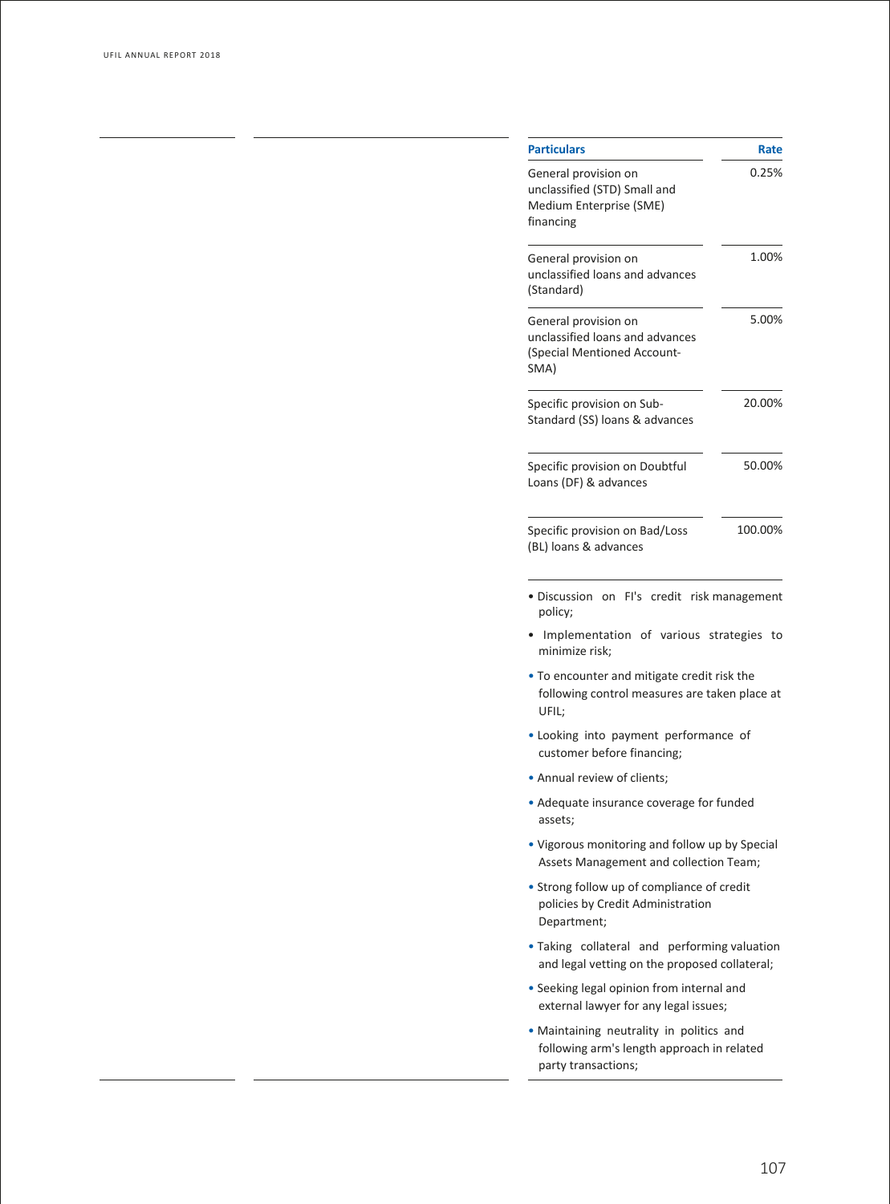| Particulars | Rate |
| --- | --- |
| General provision on unclassified (STD) Small and Medium Enterprise (SME) financing | 0.25% |
| General provision on unclassified loans and advances (Standard) | 1.00% |
| General provision on unclassified loans and advances (Special Mentioned Account-SMA) | 5.00% |
| Specific provision on Sub-Standard (SS) loans & advances | 20.00% |
| Specific provision on Doubtful Loans (DF) & advances | 50.00% |
| Specific provision on Bad/Loss (BL) loans & advances | 100.00% |

- Discussion on FI's credit risk management policy;
- Implementation of various strategies to minimize risk;
- To encounter and mitigate credit risk the following control measures are taken place at UFIL;
- Looking into payment performance of customer before financing;
- Annual review of clients;
- Adequate insurance coverage for funded assets;
- Vigorous monitoring and follow up by Special Assets Management and collection Team;
- Strong follow up of compliance of credit policies by Credit Administration Department;
- Taking collateral and performing valuation and legal vetting on the proposed collateral;
- Seeking legal opinion from internal and external lawyer for any legal issues;
- Maintaining neutrality in politics and following arm's length approach in related party transactions;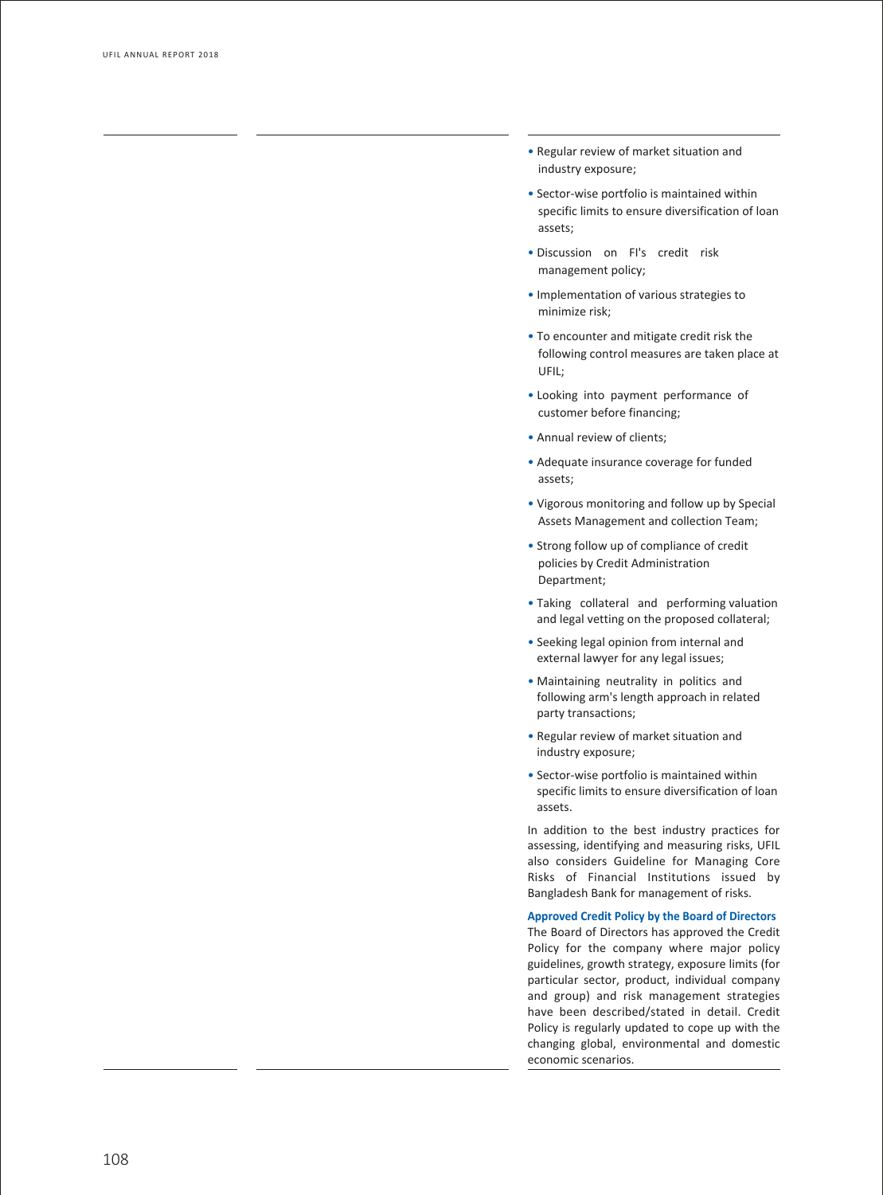- Regular review of market situation and industry exposure;
- Sector-wise portfolio is maintained within specific limits to ensure diversification of loan assets;
- Discussion on FI's credit risk management policy;
- Implementation of various strategies to minimize risk;
- To encounter and mitigate credit risk the following control measures are taken place at UFIL;
- Looking into payment performance of customer before financing;
- Annual review of clients;
- Adequate insurance coverage for funded assets;
- Vigorous monitoring and follow up by Special Assets Management and collection Team;
- Strong follow up of compliance of credit policies by Credit Administration Department;
- Taking collateral and performing valuation and legal vetting on the proposed collateral;
- Seeking legal opinion from internal and external lawyer for any legal issues;
- Maintaining neutrality in politics and following arm's length approach in related party transactions;
- Regular review of market situation and industry exposure;
- Sector-wise portfolio is maintained within specific limits to ensure diversification of loan assets.

In addition to the best industry practices for assessing, identifying and measuring risks, UFIL also considers Guideline for Managing Core Risks of Financial Institutions issued by Bangladesh Bank for management of risks.

**Approved Credit Policy by the Board of Directors**

The Board of Directors has approved the Credit Policy for the company where major policy guidelines, growth strategy, exposure limits (for particular sector, product, individual company and group) and risk management strategies have been described/stated in detail. Credit Policy is regularly updated to cope up with the changing global, environmental and domestic economic scenarios.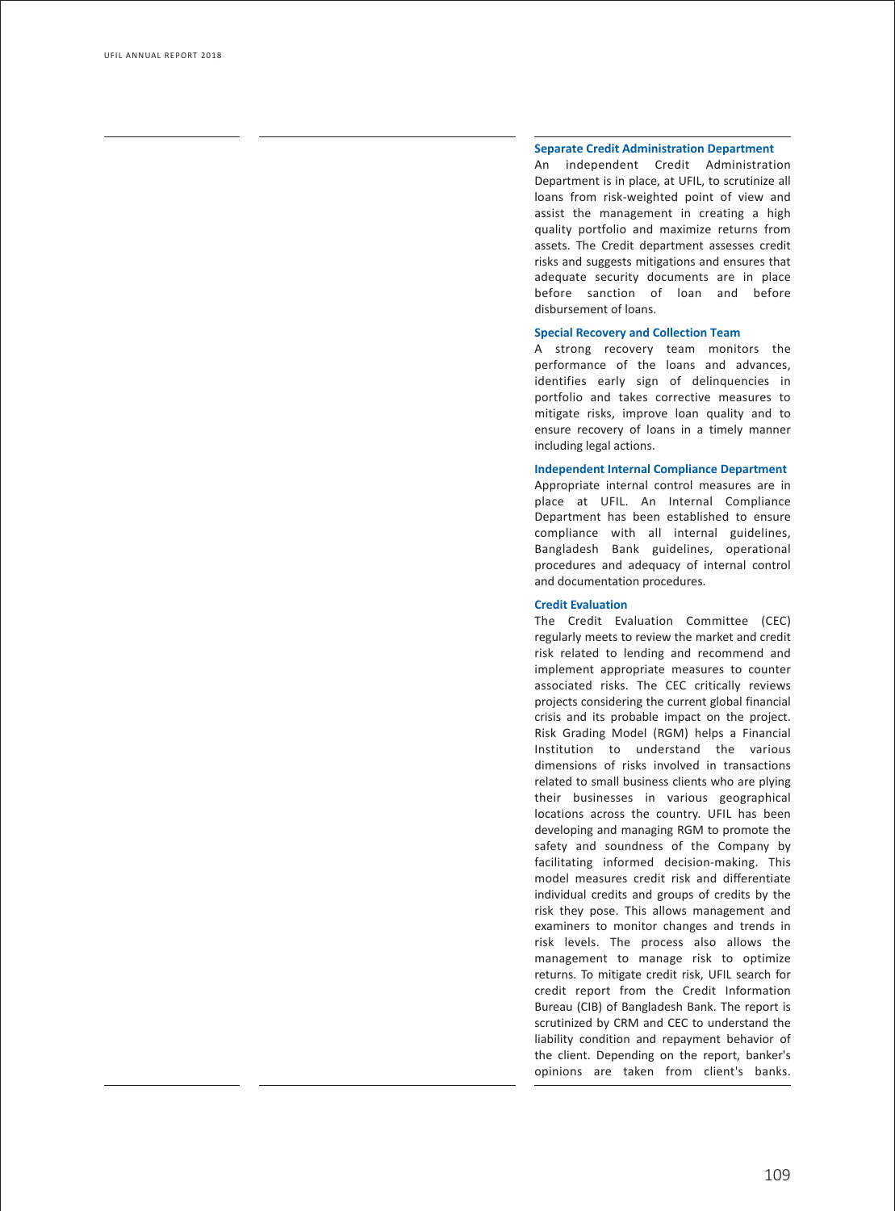### Separate Credit Administration Department

An independent Credit Administration Department is in place, at UFIL, to scrutinize all loans from risk-weighted point of view and assist the management in creating a high quality portfolio and maximize returns from assets. The Credit department assesses credit risks and suggests mitigations and ensures that adequate security documents are in place before sanction of loan and before disbursement of loans.

### Special Recovery and Collection Team

A strong recovery team monitors the performance of the loans and advances, identifies early sign of delinquencies in portfolio and takes corrective measures to mitigate risks, improve loan quality and to ensure recovery of loans in a timely manner including legal actions.

### Independent Internal Compliance Department

Appropriate internal control measures are in place at UFIL. An Internal Compliance Department has been established to ensure compliance with all internal guidelines, Bangladesh Bank guidelines, operational procedures and adequacy of internal control and documentation procedures.

### Credit Evaluation

The Credit Evaluation Committee (CEC) regularly meets to review the market and credit risk related to lending and recommend and implement appropriate measures to counter associated risks. The CEC critically reviews projects considering the current global financial crisis and its probable impact on the project. Risk Grading Model (RGM) helps a Financial Institution to understand the various dimensions of risks involved in transactions related to small business clients who are plying their businesses in various geographical locations across the country. UFIL has been developing and managing RGM to promote the safety and soundness of the Company by facilitating informed decision-making. This model measures credit risk and differentiate individual credits and groups of credits by the risk they pose. This allows management and examiners to monitor changes and trends in risk levels. The process also allows the management to manage risk to optimize returns. To mitigate credit risk, UFIL search for credit report from the Credit Information Bureau (CIB) of Bangladesh Bank. The report is scrutinized by CRM and CEC to understand the liability condition and repayment behavior of the client. Depending on the report, banker's opinions are taken from client's banks.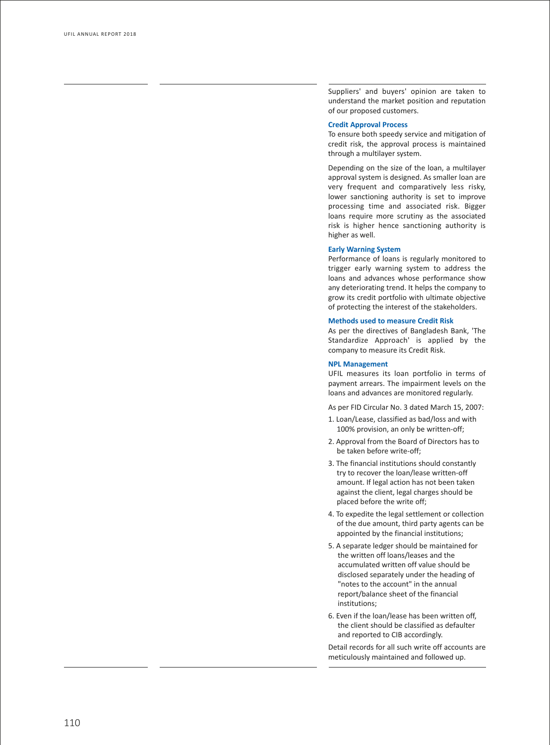Suppliers' and buyers' opinion are taken to understand the market position and reputation of our proposed customers.

### Credit Approval Process

To ensure both speedy service and mitigation of credit risk, the approval process is maintained through a multilayer system.

Depending on the size of the loan, a multilayer approval system is designed. As smaller loan are very frequent and comparatively less risky, lower sanctioning authority is set to improve processing time and associated risk. Bigger loans require more scrutiny as the associated risk is higher hence sanctioning authority is higher as well.

### Early Warning System

Performance of loans is regularly monitored to trigger early warning system to address the loans and advances whose performance show any deteriorating trend. It helps the company to grow its credit portfolio with ultimate objective of protecting the interest of the stakeholders.

### Methods used to measure Credit Risk

As per the directives of Bangladesh Bank, 'The Standardize Approach' is applied by the company to measure its Credit Risk.

### NPL Management

UFIL measures its loan portfolio in terms of payment arrears. The impairment levels on the loans and advances are monitored regularly.

As per FID Circular No. 3 dated March 15, 2007:

1. Loan/Lease, classified as bad/loss and with 100% provision, an only be written-off;
2. Approval from the Board of Directors has to be taken before write-off;
3. The financial institutions should constantly try to recover the loan/lease written-off amount. If legal action has not been taken against the client, legal charges should be placed before the write off;
4. To expedite the legal settlement or collection of the due amount, third party agents can be appointed by the financial institutions;
5. A separate ledger should be maintained for the written off loans/leases and the accumulated written off value should be disclosed separately under the heading of "notes to the account" in the annual report/balance sheet of the financial institutions;
6. Even if the loan/lease has been written off, the client should be classified as defaulter and reported to CIB accordingly.

Detail records for all such write off accounts are meticulously maintained and followed up.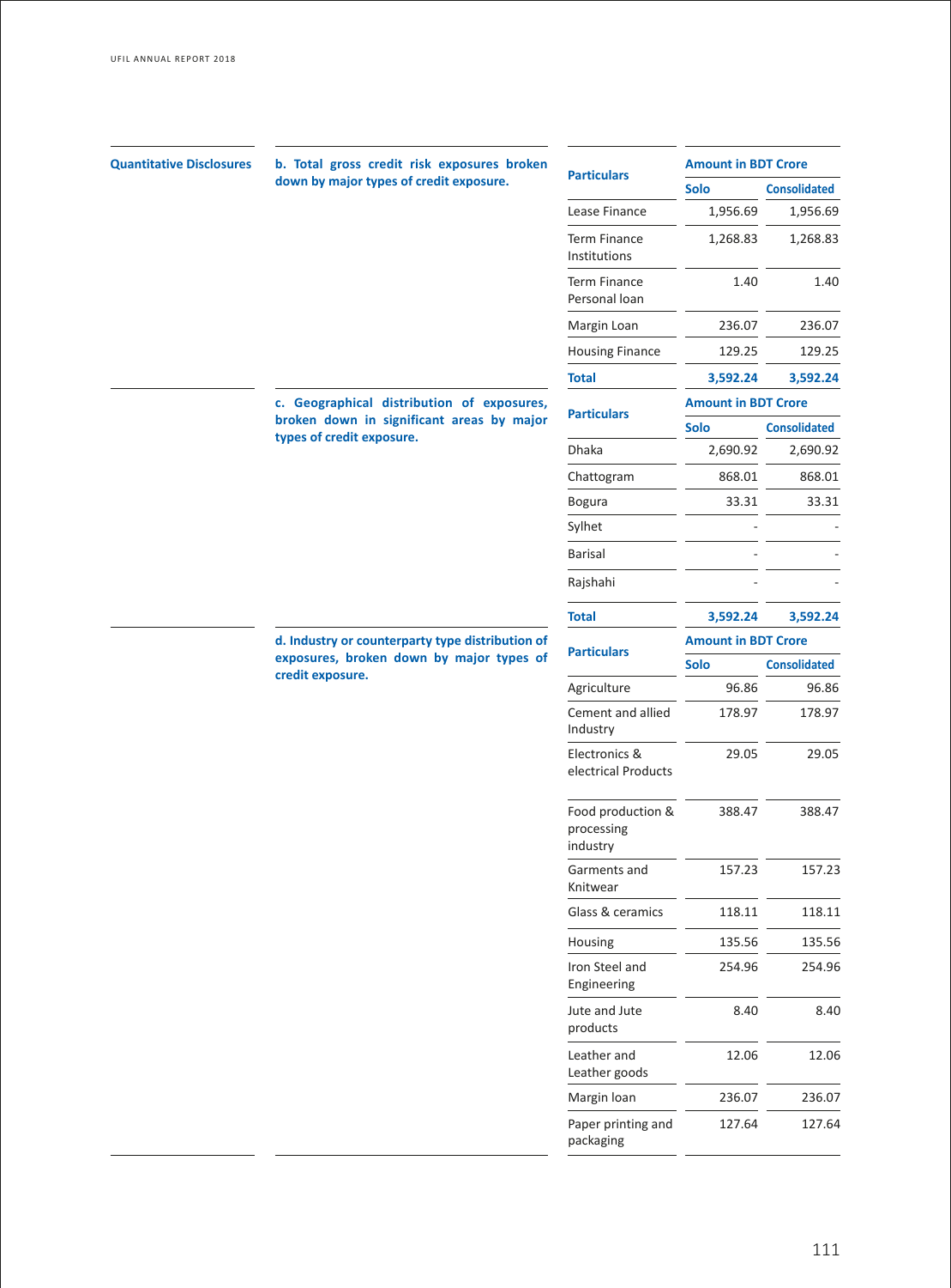**Quantitative Disclosures**

**b. Total gross credit risk exposures broken down by major types of credit exposure.**

| Particulars | Amount in BDT Crore | |
|---|---|---|
| | Solo | Consolidated |
| Lease Finance | 1,956.69 | 1,956.69 |
| Term Finance Institutions | 1,268.83 | 1,268.83 |
| Term Finance Personal loan | 1.40 | 1.40 |
| Margin Loan | 236.07 | 236.07 |
| Housing Finance | 129.25 | 129.25 |
| **Total** | **3,592.24** | **3,592.24** |

**c. Geographical distribution of exposures, broken down in significant areas by major types of credit exposure.**

| Particulars | Amount in BDT Crore | |
|---|---|---|
| | Solo | Consolidated |
| Dhaka | 2,690.92 | 2,690.92 |
| Chattogram | 868.01 | 868.01 |
| Bogura | 33.31 | 33.31 |
| Sylhet | - | - |
| Barisal | - | - |
| Rajshahi | - | - |
| **Total** | **3,592.24** | **3,592.24** |

**d. Industry or counterparty type distribution of exposures, broken down by major types of credit exposure.**

| Particulars | Amount in BDT Crore | |
|---|---|---|
| | Solo | Consolidated |
| Agriculture | 96.86 | 96.86 |
| Cement and allied Industry | 178.97 | 178.97 |
| Electronics & electrical Products | 29.05 | 29.05 |
| Food production & processing industry | 388.47 | 388.47 |
| Garments and Knitwear | 157.23 | 157.23 |
| Glass & ceramics | 118.11 | 118.11 |
| Housing | 135.56 | 135.56 |
| Iron Steel and Engineering | 254.96 | 254.96 |
| Jute and Jute products | 8.40 | 8.40 |
| Leather and Leather goods | 12.06 | 12.06 |
| Margin loan | 236.07 | 236.07 |
| Paper printing and packaging | 127.64 | 127.64 |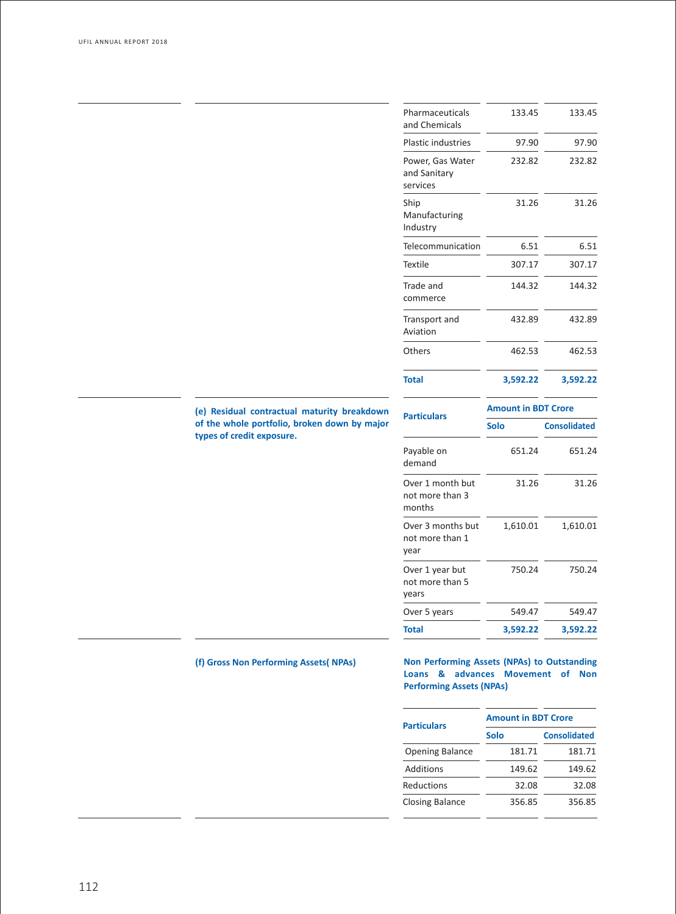| | | |
|---|---|---|
| Pharmaceuticals and Chemicals | 133.45 | 133.45 |
| Plastic industries | 97.90 | 97.90 |
| Power, Gas Water and Sanitary services | 232.82 | 232.82 |
| Ship Manufacturing Industry | 31.26 | 31.26 |
| Telecommunication | 6.51 | 6.51 |
| Textile | 307.17 | 307.17 |
| Trade and commerce | 144.32 | 144.32 |
| Transport and Aviation | 432.89 | 432.89 |
| Others | 462.53 | 462.53 |
| **Total** | **3,592.22** | **3,592.22** |

**(e) Residual contractual maturity breakdown of the whole portfolio, broken down by major types of credit exposure.**

| Particulars | Amount in BDT Crore | |
|---|---|---|
| | Solo | Consolidated |
| Payable on demand | 651.24 | 651.24 |
| Over 1 month but not more than 3 months | 31.26 | 31.26 |
| Over 3 months but not more than 1 year | 1,610.01 | 1,610.01 |
| Over 1 year but not more than 5 years | 750.24 | 750.24 |
| Over 5 years | 549.47 | 549.47 |
| **Total** | **3,592.22** | **3,592.22** |

**(f) Gross Non Performing Assets( NPAs)**

**Non Performing Assets (NPAs) to Outstanding Loans & advances Movement of Non Performing Assets (NPAs)**

| Particulars | Amount in BDT Crore | |
|---|---|---|
| | Solo | Consolidated |
| Opening Balance | 181.71 | 181.71 |
| Additions | 149.62 | 149.62 |
| Reductions | 32.08 | 32.08 |
| Closing Balance | 356.85 | 356.85 |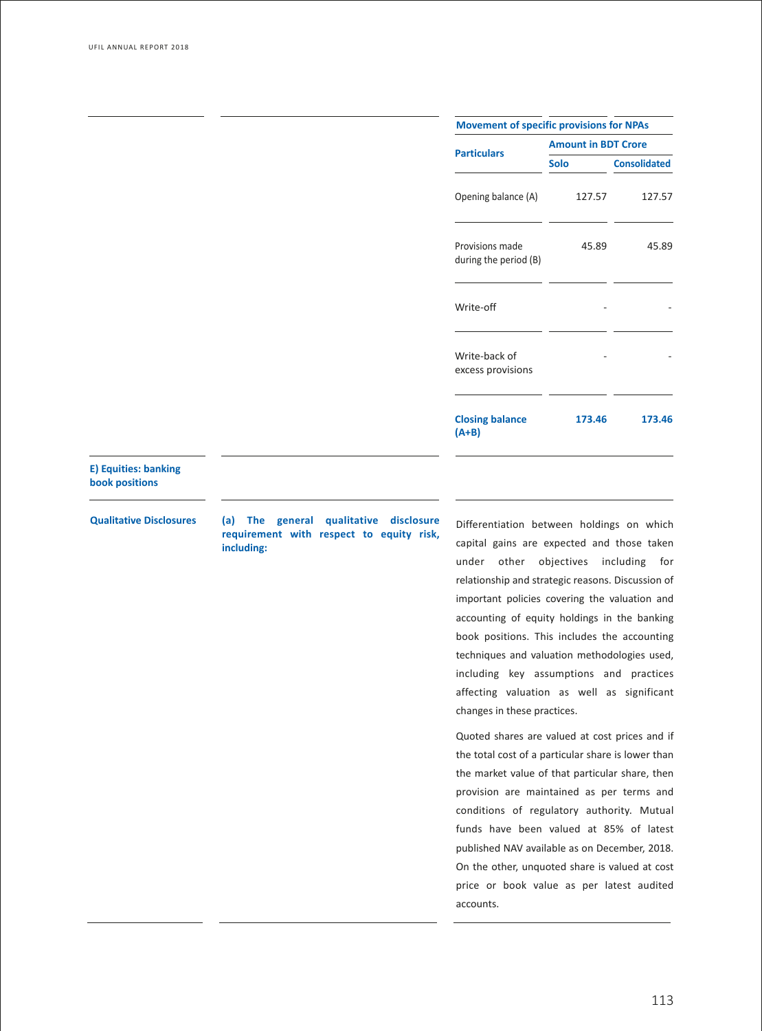**Movement of specific provisions for NPAs**

| Particulars | Amount in BDT Crore | |
|---|---|---|
| | Solo | Consolidated |
| Opening balance (A) | 127.57 | 127.57 |
| Provisions made during the period (B) | 45.89 | 45.89 |
| Write-off | - | - |
| Write-back of excess provisions | - | - |
| **Closing balance (A+B)** | **173.46** | **173.46** |

**E) Equities: banking book positions**

| | | |
|---|---|---|
| **Qualitative Disclosures** | **(a) The general qualitative disclosure requirement with respect to equity risk, including:** | Differentiation between holdings on which capital gains are expected and those taken under other objectives including for relationship and strategic reasons. Discussion of important policies covering the valuation and accounting of equity holdings in the banking book positions. This includes the accounting techniques and valuation methodologies used, including key assumptions and practices affecting valuation as well as significant changes in these practices.<br><br>Quoted shares are valued at cost prices and if the total cost of a particular share is lower than the market value of that particular share, then provision are maintained as per terms and conditions of regulatory authority. Mutual funds have been valued at 85% of latest published NAV available as on December, 2018. On the other, unquoted share is valued at cost price or book value as per latest audited accounts. |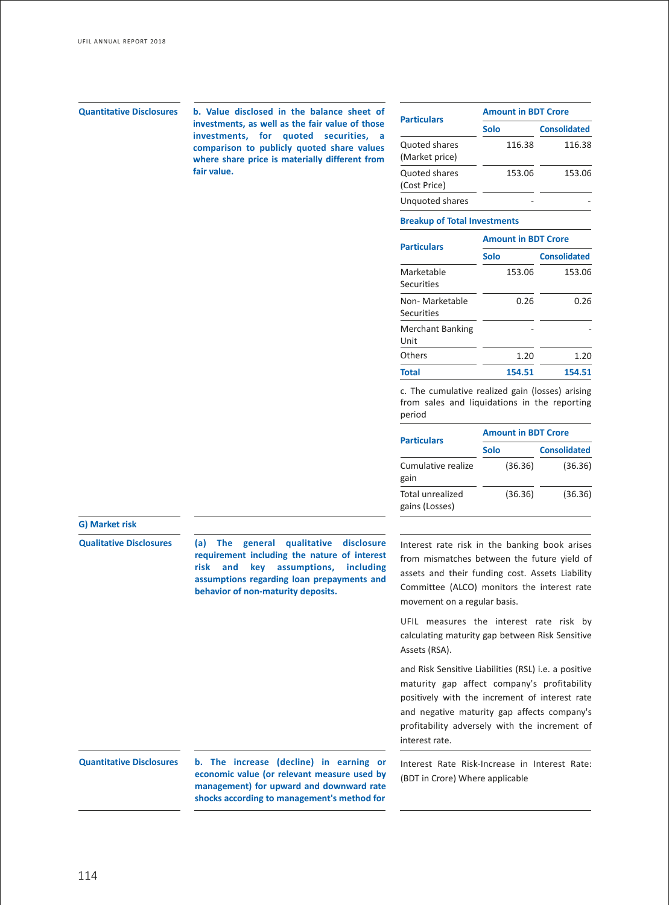**Quantitative Disclosures**

**b. Value disclosed in the balance sheet of investments, as well as the fair value of those investments, for quoted securities, a comparison to publicly quoted share values where share price is materially different from fair value.**

| Particulars | Amount in BDT Crore | |
|---|---|---|
| | Solo | Consolidated |
| Quoted shares (Market price) | 116.38 | 116.38 |
| Quoted shares (Cost Price) | 153.06 | 153.06 |
| Unquoted shares | - | - |

**Breakup of Total Investments**

| Particulars | Amount in BDT Crore | |
|---|---|---|
| | Solo | Consolidated |
| Marketable Securities | 153.06 | 153.06 |
| Non- Marketable Securities | 0.26 | 0.26 |
| Merchant Banking Unit | - | - |
| Others | 1.20 | 1.20 |
| **Total** | **154.51** | **154.51** |

c. The cumulative realized gain (losses) arising from sales and liquidations in the reporting period

| Particulars | Amount in BDT Crore | |
|---|---|---|
| | Solo | Consolidated |
| Cumulative realize gain | (36.36) | (36.36) |
| Total unrealized gains (Losses) | (36.36) | (36.36) |

## G) Market risk

**Qualitative Disclosures**

**(a) The general qualitative disclosure requirement including the nature of interest risk and key assumptions, including assumptions regarding loan prepayments and behavior of non-maturity deposits.**

Interest rate risk in the banking book arises from mismatches between the future yield of assets and their funding cost. Assets Liability Committee (ALCO) monitors the interest rate movement on a regular basis.

UFIL measures the interest rate risk by calculating maturity gap between Risk Sensitive Assets (RSA).

and Risk Sensitive Liabilities (RSL) i.e. a positive maturity gap affect company's profitability positively with the increment of interest rate and negative maturity gap affects company's profitability adversely with the increment of interest rate.

**Quantitative Disclosures**

**b. The increase (decline) in earning or economic value (or relevant measure used by management) for upward and downward rate shocks according to management's method for**

Interest Rate Risk-Increase in Interest Rate: (BDT in Crore) Where applicable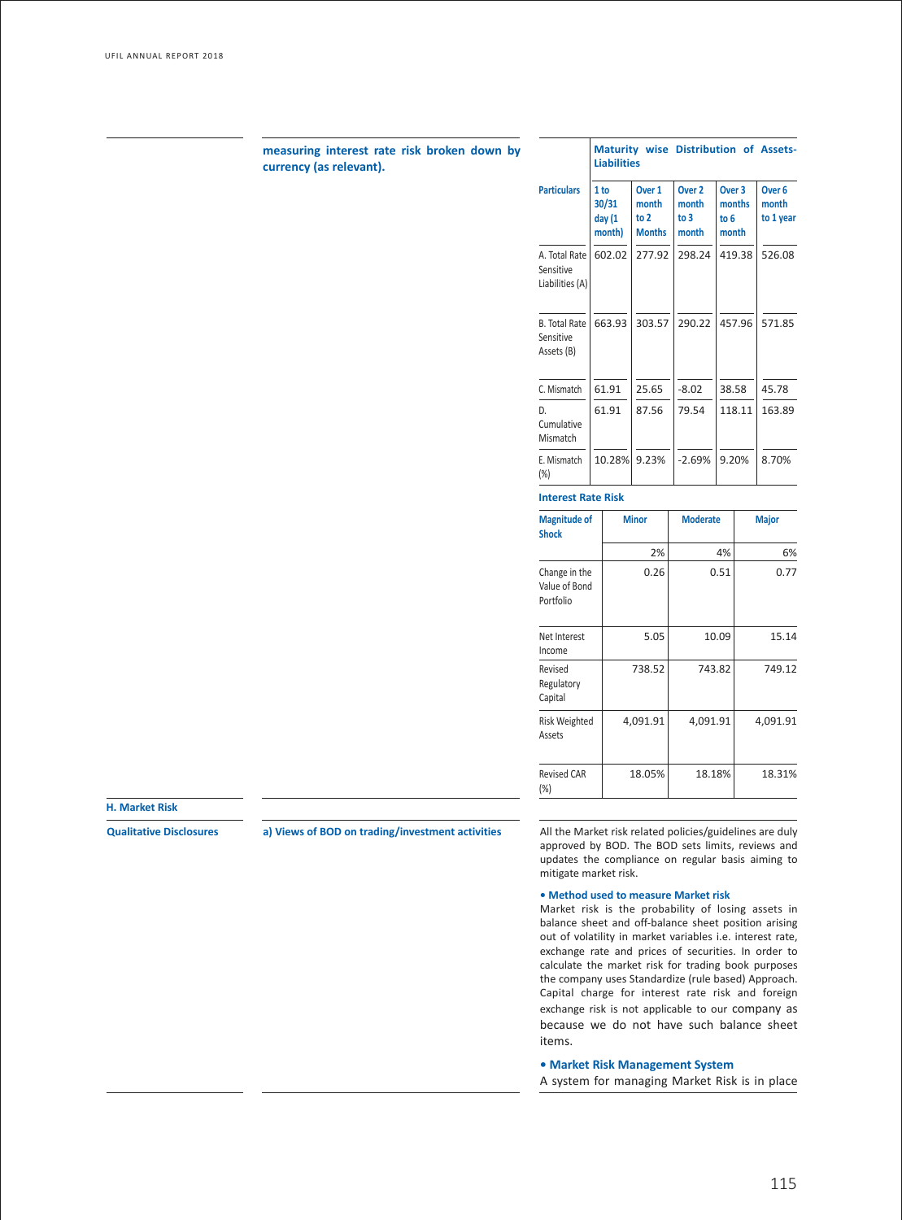measuring interest rate risk broken down by currency (as relevant).

| Particulars | Maturity wise Distribution of Assets-Liabilities | | | | |
|---|---|---|---|---|---|
| | 1 to 30/31 day (1 month) | Over 1 month to 2 Months | Over 2 month to 3 month | Over 3 months to 6 month | Over 6 month to 1 year |
| A. Total Rate Sensitive Liabilities (A) | 602.02 | 277.92 | 298.24 | 419.38 | 526.08 |
| B. Total Rate Sensitive Assets (B) | 663.93 | 303.57 | 290.22 | 457.96 | 571.85 |
| C. Mismatch | 61.91 | 25.65 | -8.02 | 38.58 | 45.78 |
| D. Cumulative Mismatch | 61.91 | 87.56 | 79.54 | 118.11 | 163.89 |
| E. Mismatch (%) | 10.28% | 9.23% | -2.69% | 9.20% | 8.70% |

**Interest Rate Risk**

| Magnitude of Shock | Minor | Moderate | Major |
|---|---|---|---|
| | 2% | 4% | 6% |
| Change in the Value of Bond Portfolio | 0.26 | 0.51 | 0.77 |
| Net Interest Income | 5.05 | 10.09 | 15.14 |
| Revised Regulatory Capital | 738.52 | 743.82 | 749.12 |
| Risk Weighted Assets | 4,091.91 | 4,091.91 | 4,091.91 |
| Revised CAR (%) | 18.05% | 18.18% | 18.31% |

## H. Market Risk

**Qualitative Disclosures**

**a) Views of BOD on trading/investment activities**

All the Market risk related policies/guidelines are duly approved by BOD. The BOD sets limits, reviews and updates the compliance on regular basis aiming to mitigate market risk.

**• Method used to measure Market risk**

Market risk is the probability of losing assets in balance sheet and off-balance sheet position arising out of volatility in market variables i.e. interest rate, exchange rate and prices of securities. In order to calculate the market risk for trading book purposes the company uses Standardize (rule based) Approach. Capital charge for interest rate risk and foreign exchange risk is not applicable to our company as because we do not have such balance sheet items.

**• Market Risk Management System**

A system for managing Market Risk is in place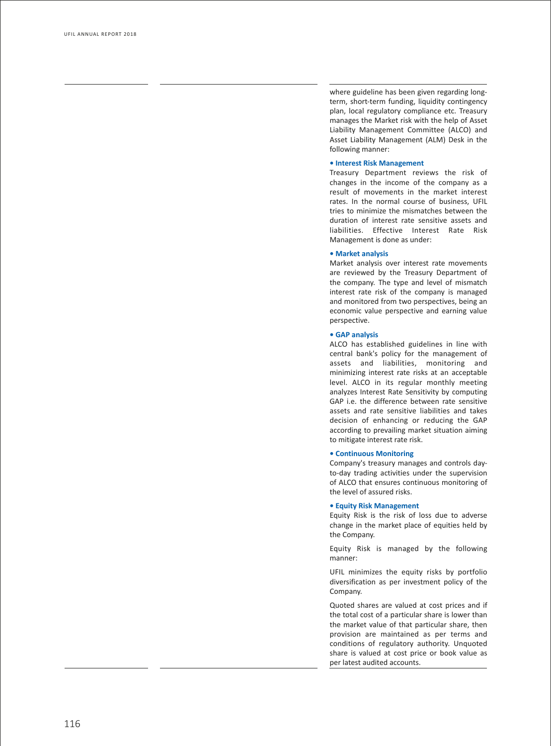where guideline has been given regarding long-term, short-term funding, liquidity contingency plan, local regulatory compliance etc. Treasury manages the Market risk with the help of Asset Liability Management Committee (ALCO) and Asset Liability Management (ALM) Desk in the following manner:

**• Interest Risk Management**

Treasury Department reviews the risk of changes in the income of the company as a result of movements in the market interest rates. In the normal course of business, UFIL tries to minimize the mismatches between the duration of interest rate sensitive assets and liabilities. Effective Interest Rate Risk Management is done as under:

**• Market analysis**

Market analysis over interest rate movements are reviewed by the Treasury Department of the company. The type and level of mismatch interest rate risk of the company is managed and monitored from two perspectives, being an economic value perspective and earning value perspective.

**• GAP analysis**

ALCO has established guidelines in line with central bank's policy for the management of assets and liabilities, monitoring and minimizing interest rate risks at an acceptable level. ALCO in its regular monthly meeting analyzes Interest Rate Sensitivity by computing GAP i.e. the difference between rate sensitive assets and rate sensitive liabilities and takes decision of enhancing or reducing the GAP according to prevailing market situation aiming to mitigate interest rate risk.

**• Continuous Monitoring**

Company's treasury manages and controls day-to-day trading activities under the supervision of ALCO that ensures continuous monitoring of the level of assured risks.

**• Equity Risk Management**

Equity Risk is the risk of loss due to adverse change in the market place of equities held by the Company.

Equity Risk is managed by the following manner:

UFIL minimizes the equity risks by portfolio diversification as per investment policy of the Company.

Quoted shares are valued at cost prices and if the total cost of a particular share is lower than the market value of that particular share, then provision are maintained as per terms and conditions of regulatory authority. Unquoted share is valued at cost price or book value as per latest audited accounts.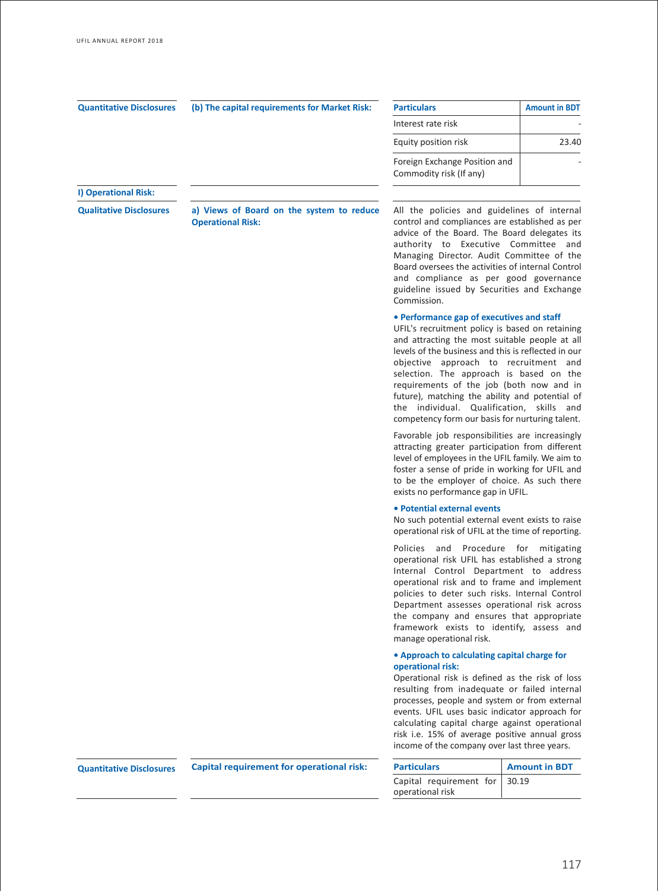**Quantitative Disclosures**

**(b) The capital requirements for Market Risk:**

| Particulars | Amount in BDT |
|---|---|
| Interest rate risk | - |
| Equity position risk | 23.40 |
| Foreign Exchange Position and Commodity risk (If any) | - |

**I) Operational Risk:**

**Qualitative Disclosures**

**a) Views of Board on the system to reduce Operational Risk:**

All the policies and guidelines of internal control and compliances are established as per advice of the Board. The Board delegates its authority to Executive Committee and Managing Director. Audit Committee of the Board oversees the activities of internal Control and compliance as per good governance guideline issued by Securities and Exchange Commission.

**• Performance gap of executives and staff**

UFIL's recruitment policy is based on retaining and attracting the most suitable people at all levels of the business and this is reflected in our objective approach to recruitment and selection. The approach is based on the requirements of the job (both now and in future), matching the ability and potential of the individual. Qualification, skills and competency form our basis for nurturing talent.

Favorable job responsibilities are increasingly attracting greater participation from different level of employees in the UFIL family. We aim to foster a sense of pride in working for UFIL and to be the employer of choice. As such there exists no performance gap in UFIL.

**• Potential external events**

No such potential external event exists to raise operational risk of UFIL at the time of reporting.

Policies and Procedure for mitigating operational risk UFIL has established a strong Internal Control Department to address operational risk and to frame and implement policies to deter such risks. Internal Control Department assesses operational risk across the company and ensures that appropriate framework exists to identify, assess and manage operational risk.

**• Approach to calculating capital charge for operational risk:**

Operational risk is defined as the risk of loss resulting from inadequate or failed internal processes, people and system or from external events. UFIL uses basic indicator approach for calculating capital charge against operational risk i.e. 15% of average positive annual gross income of the company over last three years.

**Quantitative Disclosures**

**Capital requirement for operational risk:**

| Particulars | Amount in BDT |
|---|---|
| Capital requirement for operational risk | 30.19 |